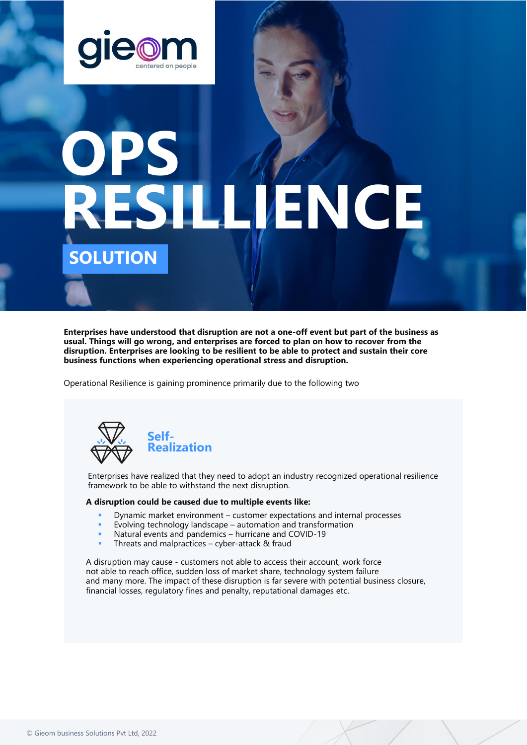gieom
centered on people

# OPS RESILLIENCE

## SOLUTION

**Enterprises have understood that disruption are not a one-off event but part of the business as usual. Things will go wrong, and enterprises are forced to plan on how to recover from the disruption. Enterprises are looking to be resilient to be able to protect and sustain their core business functions when experiencing operational stress and disruption.**

Operational Resilience is gaining prominence primarily due to the following two

### Self-Realization

Enterprises have realized that they need to adopt an industry recognized operational resilience framework to be able to withstand the next disruption.

**A disruption could be caused due to multiple events like:**

- Dynamic market environment – customer expectations and internal processes
- Evolving technology landscape – automation and transformation
- Natural events and pandemics – hurricane and COVID-19
- Threats and malpractices – cyber-attack & fraud

A disruption may cause - customers not able to access their account, work force not able to reach office, sudden loss of market share, technology system failure and many more. The impact of these disruption is far severe with potential business closure, financial losses, regulatory fines and penalty, reputational damages etc.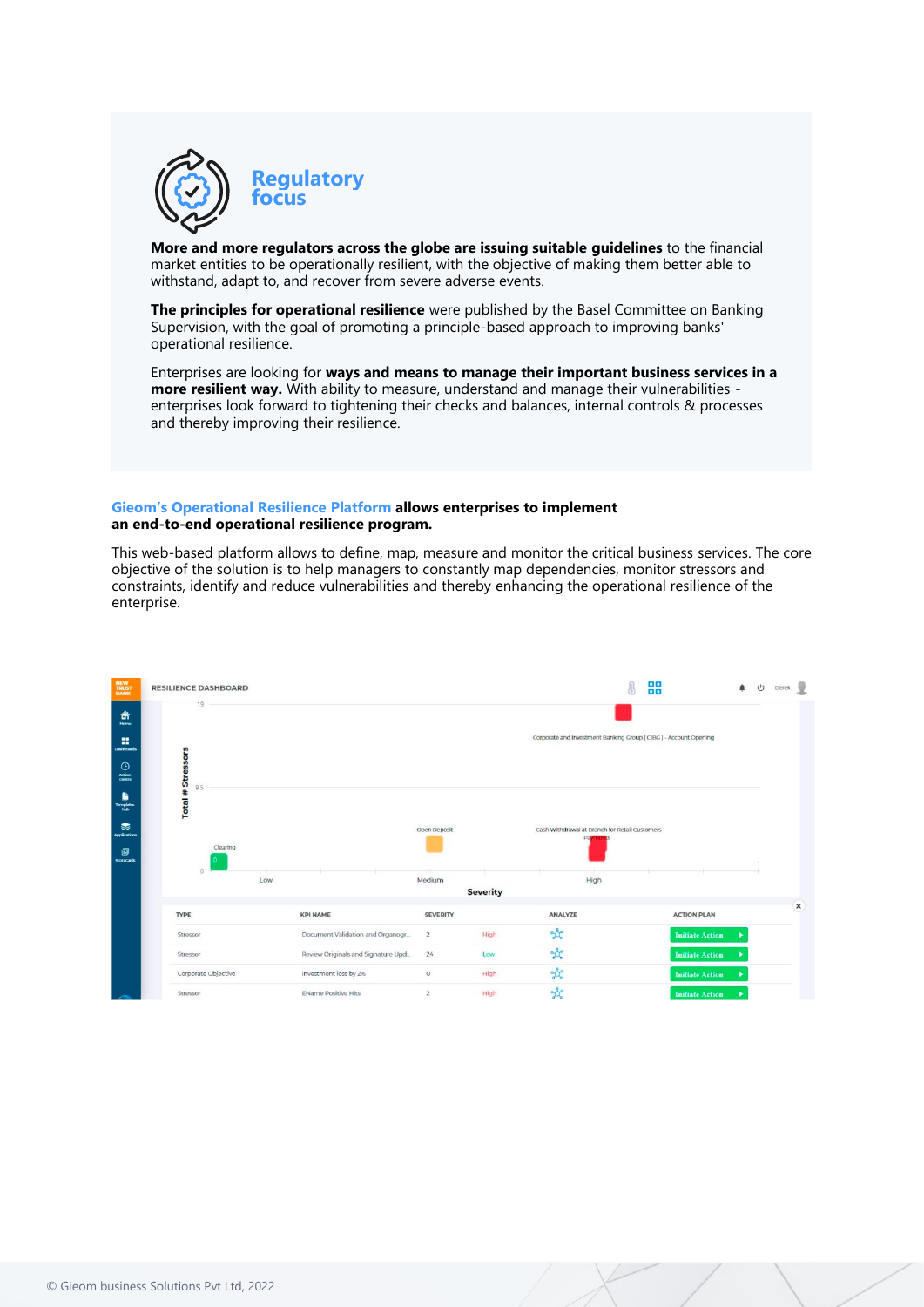## Regulatory focus

**More and more regulators across the globe are issuing suitable guidelines** to the financial market entities to be operationally resilient, with the objective of making them better able to withstand, adapt to, and recover from severe adverse events.

**The principles for operational resilience** were published by the Basel Committee on Banking Supervision, with the goal of promoting a principle-based approach to improving banks' operational resilience.

Enterprises are looking for **ways and means to manage their important business services in a more resilient way.** With ability to measure, understand and manage their vulnerabilities - enterprises look forward to tightening their checks and balances, internal controls & processes and thereby improving their resilience.

**Gieom's Operational Resilience Platform allows enterprises to implement an end-to-end operational resilience program.**

This web-based platform allows to define, map, measure and monitor the critical business services. The core objective of the solution is to help managers to constantly map dependencies, monitor stressors and constraints, identify and reduce vulnerabilities and thereby enhancing the operational resilience of the enterprise.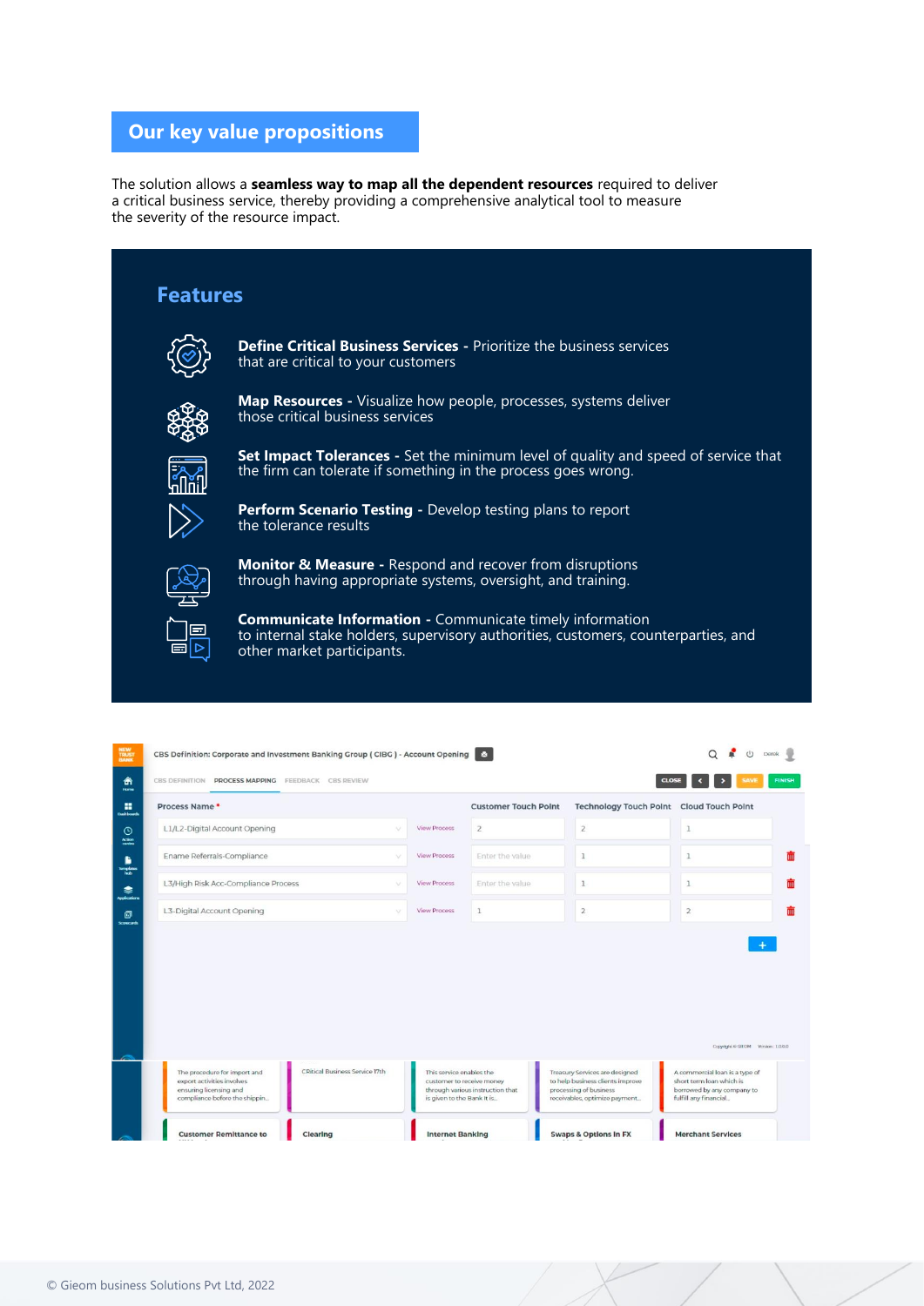## Our key value propositions

The solution allows a **seamless way to map all the dependent resources** required to deliver a critical business service, thereby providing a comprehensive analytical tool to measure the severity of the resource impact.

### Features

- **Define Critical Business Services -** Prioritize the business services that are critical to your customers
- **Map Resources -** Visualize how people, processes, systems deliver those critical business services
- **Set Impact Tolerances -** Set the minimum level of quality and speed of service that the firm can tolerate if something in the process goes wrong.
- **Perform Scenario Testing -** Develop testing plans to report the tolerance results
- **Monitor & Measure -** Respond and recover from disruptions through having appropriate systems, oversight, and training.
- **Communicate Information -** Communicate timely information to internal stake holders, supervisory authorities, customers, counterparties, and other market participants.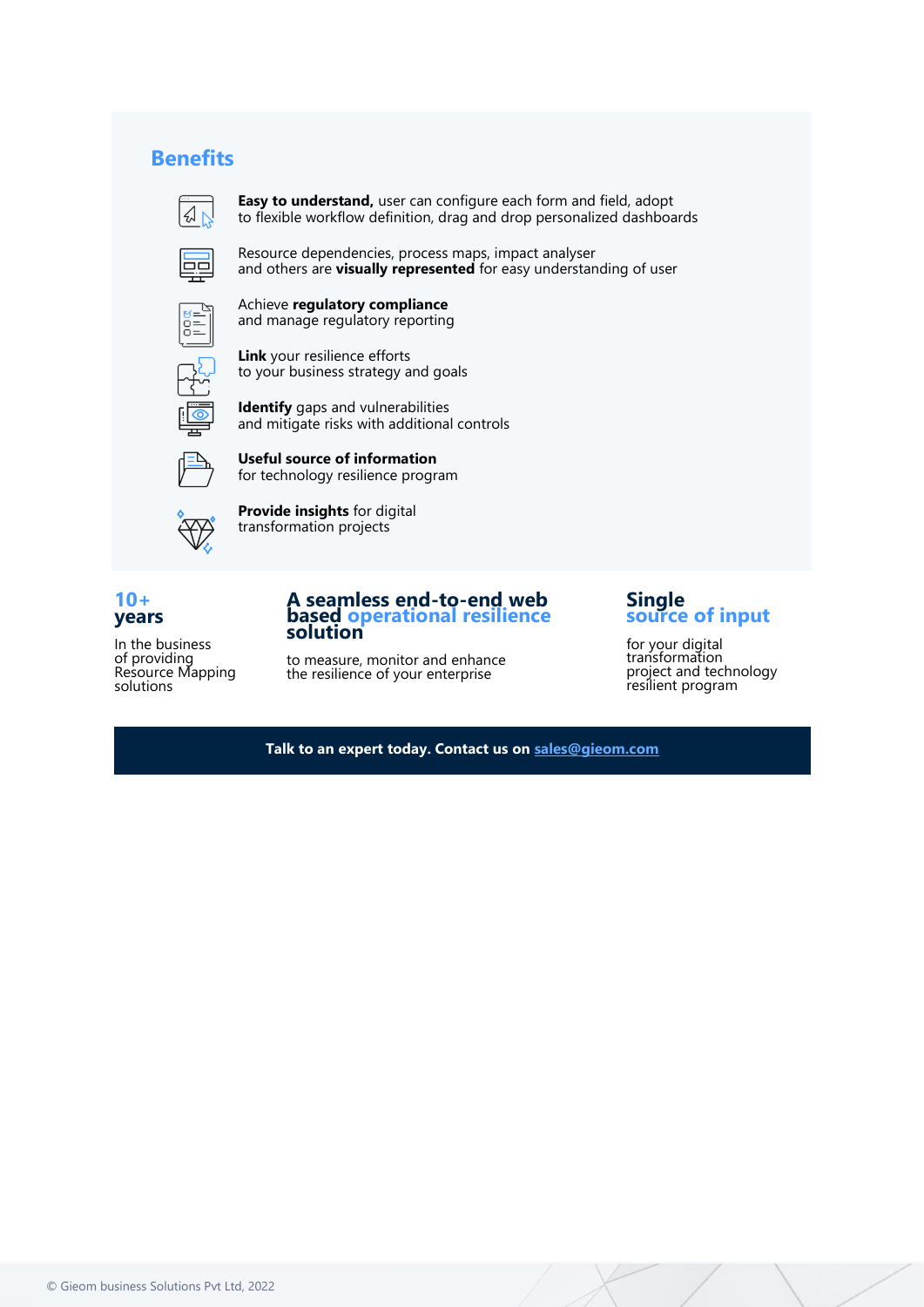## Benefits

- **Easy to understand,** user can configure each form and field, adopt to flexible workflow definition, drag and drop personalized dashboards
- Resource dependencies, process maps, impact analyser and others are **visually represented** for easy understanding of user
- Achieve **regulatory compliance** and manage regulatory reporting
- **Link** your resilience efforts to your business strategy and goals
- **Identify** gaps and vulnerabilities and mitigate risks with additional controls
- **Useful source of information** for technology resilience program
- **Provide insights** for digital transformation projects

### 10+ years

In the business of providing Resource Mapping solutions

### A seamless end-to-end web based operational resilience solution

to measure, monitor and enhance the resilience of your enterprise

### Single source of input

for your digital transformation project and technology resilient program

**Talk to an expert today. Contact us on sales@gieom.com**

© Gieom business Solutions Pvt Ltd, 2022